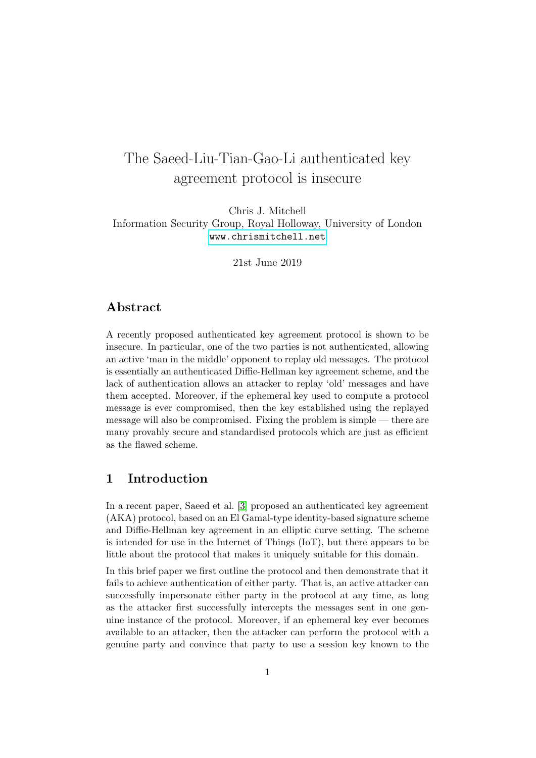# The Saeed-Liu-Tian-Gao-Li authenticated key agreement protocol is insecure

Chris J. Mitchell
Information Security Group, Royal Holloway, University of London
www.chrismitchell.net

21st June 2019

## Abstract

A recently proposed authenticated key agreement protocol is shown to be insecure. In particular, one of the two parties is not authenticated, allowing an active 'man in the middle' opponent to replay old messages. The protocol is essentially an authenticated Diffie-Hellman key agreement scheme, and the lack of authentication allows an attacker to replay 'old' messages and have them accepted. Moreover, if the ephemeral key used to compute a protocol message is ever compromised, then the key established using the replayed message will also be compromised. Fixing the problem is simple — there are many provably secure and standardised protocols which are just as efficient as the flawed scheme.

## 1 Introduction

In a recent paper, Saeed et al. [3] proposed an authenticated key agreement (AKA) protocol, based on an El Gamal-type identity-based signature scheme and Diffie-Hellman key agreement in an elliptic curve setting. The scheme is intended for use in the Internet of Things (IoT), but there appears to be little about the protocol that makes it uniquely suitable for this domain.

In this brief paper we first outline the protocol and then demonstrate that it fails to achieve authentication of either party. That is, an active attacker can successfully impersonate either party in the protocol at any time, as long as the attacker first successfully intercepts the messages sent in one genuine instance of the protocol. Moreover, if an ephemeral key ever becomes available to an attacker, then the attacker can perform the protocol with a genuine party and convince that party to use a session key known to the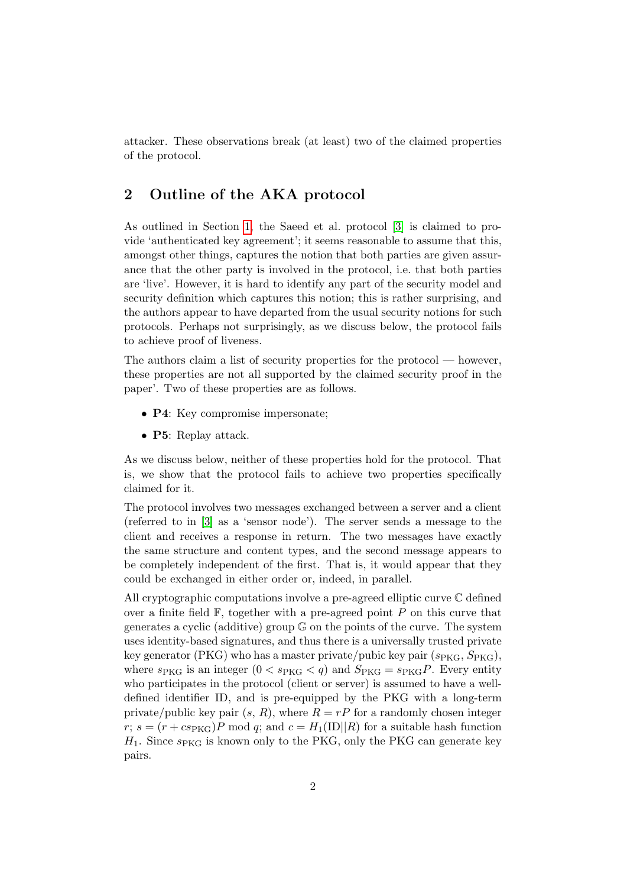attacker. These observations break (at least) two of the claimed properties of the protocol.

## 2 Outline of the AKA protocol

As outlined in Section 1, the Saeed et al. protocol [3] is claimed to provide 'authenticated key agreement'; it seems reasonable to assume that this, amongst other things, captures the notion that both parties are given assurance that the other party is involved in the protocol, i.e. that both parties are 'live'. However, it is hard to identify any part of the security model and security definition which captures this notion; this is rather surprising, and the authors appear to have departed from the usual security notions for such protocols. Perhaps not surprisingly, as we discuss below, the protocol fails to achieve proof of liveness.

The authors claim a list of security properties for the protocol — however, these properties are not all supported by the claimed security proof in the paper'. Two of these properties are as follows.

- **P4**: Key compromise impersonate;
- **P5**: Replay attack.

As we discuss below, neither of these properties hold for the protocol. That is, we show that the protocol fails to achieve two properties specifically claimed for it.

The protocol involves two messages exchanged between a server and a client (referred to in [3] as a 'sensor node'). The server sends a message to the client and receives a response in return. The two messages have exactly the same structure and content types, and the second message appears to be completely independent of the first. That is, it would appear that they could be exchanged in either order or, indeed, in parallel.

All cryptographic computations involve a pre-agreed elliptic curve $\mathbb{C}$ defined over a finite field $\mathbb{F}$, together with a pre-agreed point $P$ on this curve that generates a cyclic (additive) group $\mathbb{G}$ on the points of the curve. The system uses identity-based signatures, and thus there is a universally trusted private key generator (PKG) who has a master private/pubic key pair ($s_{\text{PKG}}$, $S_{\text{PKG}}$), where $s_{\text{PKG}}$ is an integer ($0 < s_{\text{PKG}} < q$) and $S_{\text{PKG}} = s_{\text{PKG}}P$. Every entity who participates in the protocol (client or server) is assumed to have a well-defined identifier ID, and is pre-equipped by the PKG with a long-term private/public key pair ($s$, $R$), where $R = rP$ for a randomly chosen integer $r$; $s = (r + cs_{\text{PKG}})P \bmod q$; and $c = H_1(\text{ID}||R)$ for a suitable hash function $H_1$. Since $s_{\text{PKG}}$ is known only to the PKG, only the PKG can generate key pairs.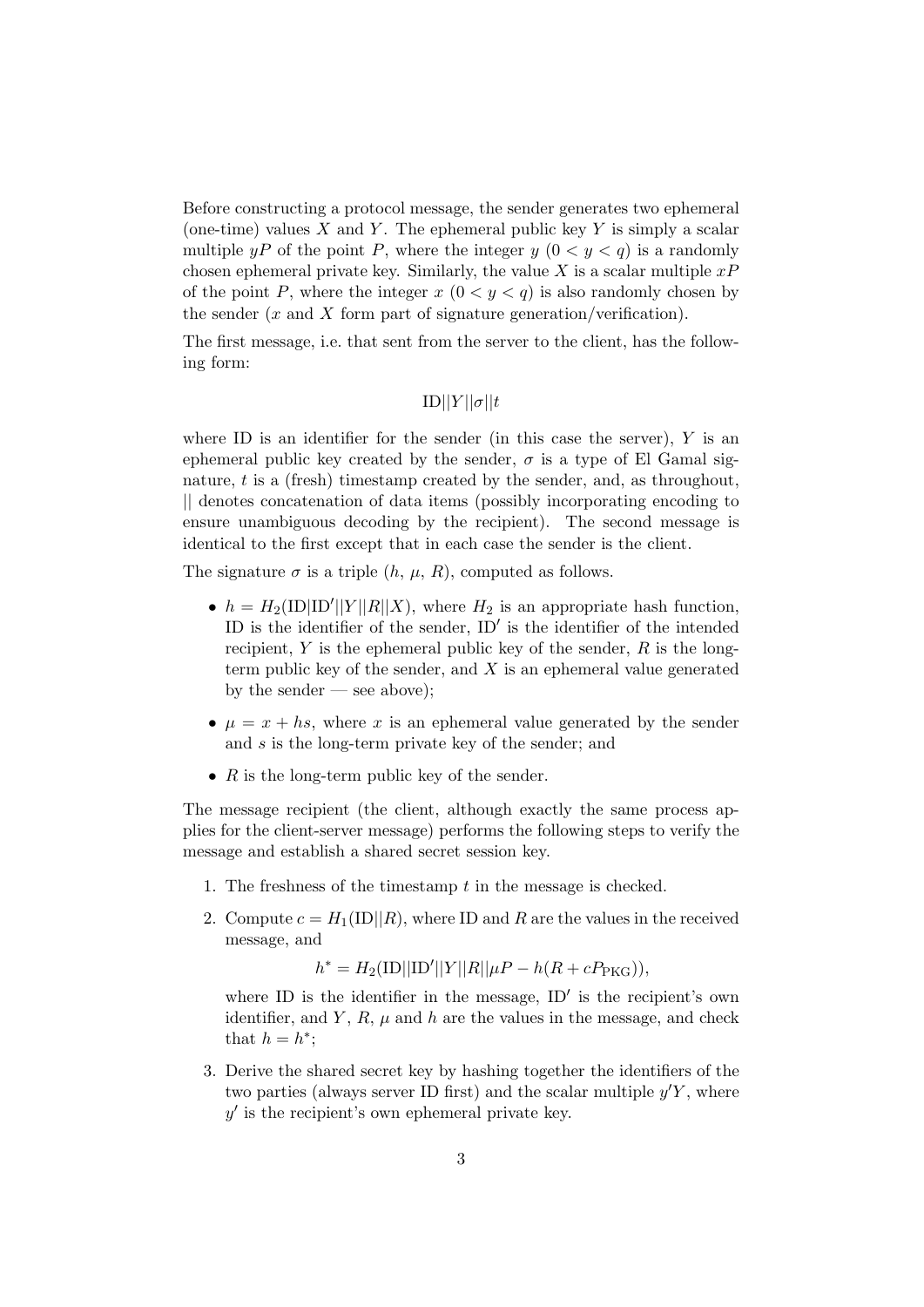Before constructing a protocol message, the sender generates two ephemeral (one-time) values $X$ and $Y$. The ephemeral public key $Y$ is simply a scalar multiple $yP$ of the point $P$, where the integer $y$ $(0 < y < q)$ is a randomly chosen ephemeral private key. Similarly, the value $X$ is a scalar multiple $xP$ of the point $P$, where the integer $x$ $(0 < y < q)$ is also randomly chosen by the sender ($x$ and $X$ form part of signature generation/verification).

The first message, i.e. that sent from the server to the client, has the following form:

$$\text{ID}||Y||\sigma||t$$

where ID is an identifier for the sender (in this case the server), $Y$ is an ephemeral public key created by the sender, $\sigma$ is a type of El Gamal signature, $t$ is a (fresh) timestamp created by the sender, and, as throughout, $||$ denotes concatenation of data items (possibly incorporating encoding to ensure unambiguous decoding by the recipient). The second message is identical to the first except that in each case the sender is the client.

The signature $\sigma$ is a triple $(h, \mu, R)$, computed as follows.

- $h = H_2(\text{ID}|\text{ID}'||Y||R||X)$, where $H_2$ is an appropriate hash function, ID is the identifier of the sender, $\text{ID}'$ is the identifier of the intended recipient, $Y$ is the ephemeral public key of the sender, $R$ is the long-term public key of the sender, and $X$ is an ephemeral value generated by the sender — see above);
- $\mu = x + hs$, where $x$ is an ephemeral value generated by the sender and $s$ is the long-term private key of the sender; and
- $R$ is the long-term public key of the sender.

The message recipient (the client, although exactly the same process applies for the client-server message) performs the following steps to verify the message and establish a shared secret session key.

1. The freshness of the timestamp $t$ in the message is checked.
2. Compute $c = H_1(\text{ID}||R)$, where ID and $R$ are the values in the received message, and

   $$h^* = H_2(\text{ID}||\text{ID}'||Y||R||\mu P - h(R + cP_{\text{PKG}})),$$

   where ID is the identifier in the message, $\text{ID}'$ is the recipient's own identifier, and $Y$, $R$, $\mu$ and $h$ are the values in the message, and check that $h = h^*$;
3. Derive the shared secret key by hashing together the identifiers of the two parties (always server ID first) and the scalar multiple $y'Y$, where $y'$ is the recipient's own ephemeral private key.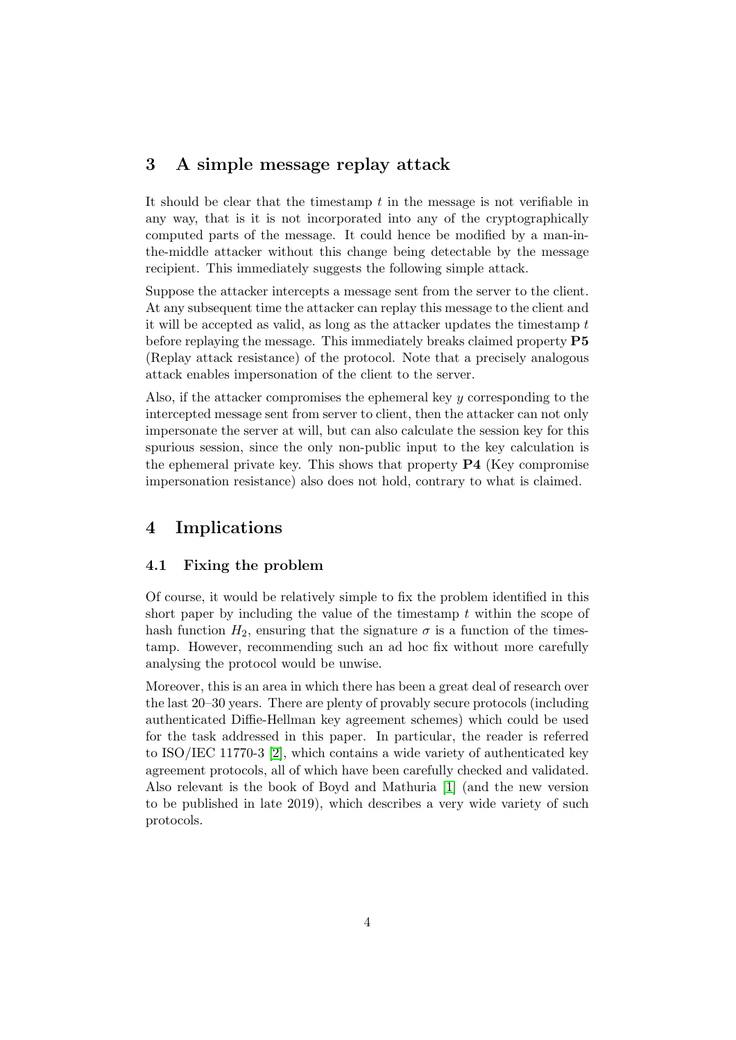## 3 A simple message replay attack

It should be clear that the timestamp $t$ in the message is not verifiable in any way, that is it is not incorporated into any of the cryptographically computed parts of the message. It could hence be modified by a man-in-the-middle attacker without this change being detectable by the message recipient. This immediately suggests the following simple attack.

Suppose the attacker intercepts a message sent from the server to the client. At any subsequent time the attacker can replay this message to the client and it will be accepted as valid, as long as the attacker updates the timestamp $t$ before replaying the message. This immediately breaks claimed property **P5** (Replay attack resistance) of the protocol. Note that a precisely analogous attack enables impersonation of the client to the server.

Also, if the attacker compromises the ephemeral key $y$ corresponding to the intercepted message sent from server to client, then the attacker can not only impersonate the server at will, but can also calculate the session key for this spurious session, since the only non-public input to the key calculation is the ephemeral private key. This shows that property **P4** (Key compromise impersonation resistance) also does not hold, contrary to what is claimed.

## 4 Implications

### 4.1 Fixing the problem

Of course, it would be relatively simple to fix the problem identified in this short paper by including the value of the timestamp $t$ within the scope of hash function $H_2$, ensuring that the signature $\sigma$ is a function of the timestamp. However, recommending such an ad hoc fix without more carefully analysing the protocol would be unwise.

Moreover, this is an area in which there has been a great deal of research over the last 20–30 years. There are plenty of provably secure protocols (including authenticated Diffie-Hellman key agreement schemes) which could be used for the task addressed in this paper. In particular, the reader is referred to ISO/IEC 11770-3 [2], which contains a wide variety of authenticated key agreement protocols, all of which have been carefully checked and validated. Also relevant is the book of Boyd and Mathuria [1] (and the new version to be published in late 2019), which describes a very wide variety of such protocols.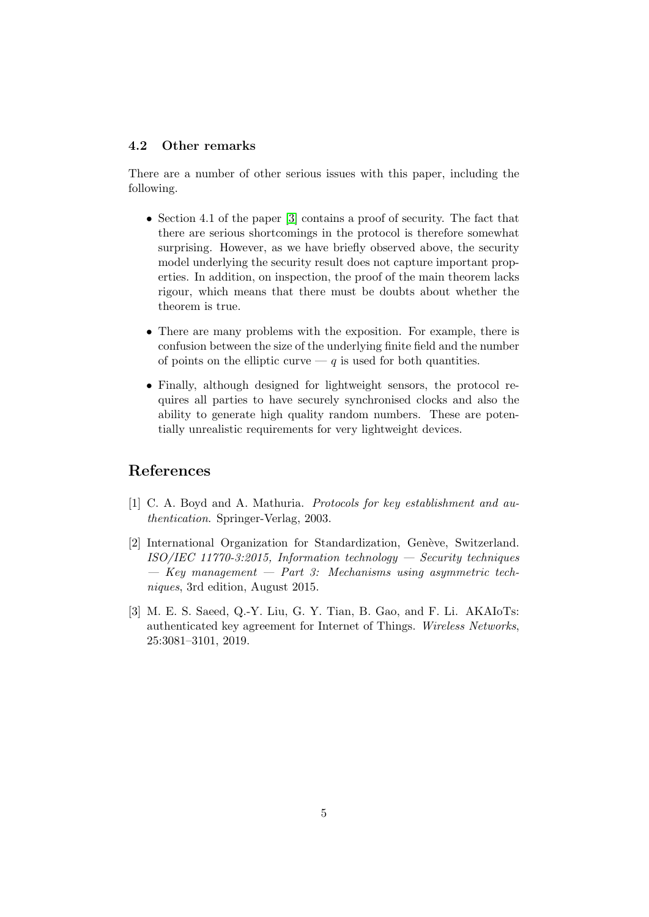### 4.2 Other remarks

There are a number of other serious issues with this paper, including the following.

- Section 4.1 of the paper [3] contains a proof of security. The fact that there are serious shortcomings in the protocol is therefore somewhat surprising. However, as we have briefly observed above, the security model underlying the security result does not capture important properties. In addition, on inspection, the proof of the main theorem lacks rigour, which means that there must be doubts about whether the theorem is true.
- There are many problems with the exposition. For example, there is confusion between the size of the underlying finite field and the number of points on the elliptic curve — $q$ is used for both quantities.
- Finally, although designed for lightweight sensors, the protocol requires all parties to have securely synchronised clocks and also the ability to generate high quality random numbers. These are potentially unrealistic requirements for very lightweight devices.

## References

[1] C. A. Boyd and A. Mathuria. *Protocols for key establishment and authentication*. Springer-Verlag, 2003.

[2] International Organization for Standardization, Genève, Switzerland. *ISO/IEC 11770-3:2015, Information technology — Security techniques — Key management — Part 3: Mechanisms using asymmetric techniques*, 3rd edition, August 2015.

[3] M. E. S. Saeed, Q.-Y. Liu, G. Y. Tian, B. Gao, and F. Li. AKAIoTs: authenticated key agreement for Internet of Things. *Wireless Networks*, 25:3081–3101, 2019.